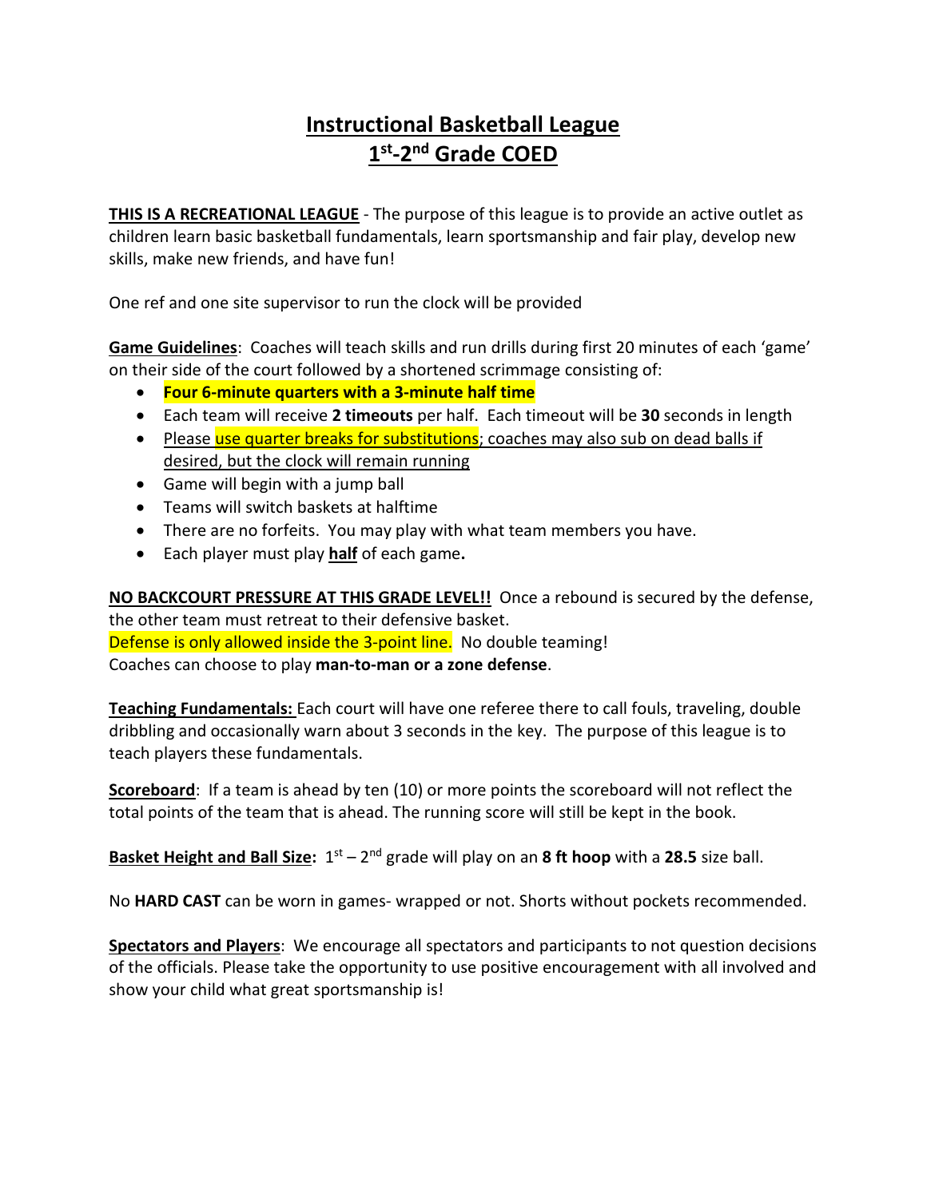# Instructional Basketball League
# 1st-2nd Grade COED

**THIS IS A RECREATIONAL LEAGUE** - The purpose of this league is to provide an active outlet as children learn basic basketball fundamentals, learn sportsmanship and fair play, develop new skills, make new friends, and have fun!

One ref and one site supervisor to run the clock will be provided

**Game Guidelines**: Coaches will teach skills and run drills during first 20 minutes of each 'game' on their side of the court followed by a shortened scrimmage consisting of:

- **Four 6-minute quarters with a 3-minute half time**
- Each team will receive **2 timeouts** per half. Each timeout will be **30** seconds in length
- Please use quarter breaks for substitutions; coaches may also sub on dead balls if desired, but the clock will remain running
- Game will begin with a jump ball
- Teams will switch baskets at halftime
- There are no forfeits. You may play with what team members you have.
- Each player must play **half** of each game**.**

**NO BACKCOURT PRESSURE AT THIS GRADE LEVEL!!** Once a rebound is secured by the defense, the other team must retreat to their defensive basket.
Defense is only allowed inside the 3-point line. No double teaming!
Coaches can choose to play **man-to-man or a zone defense**.

**Teaching Fundamentals:** Each court will have one referee there to call fouls, traveling, double dribbling and occasionally warn about 3 seconds in the key. The purpose of this league is to teach players these fundamentals.

**Scoreboard**: If a team is ahead by ten (10) or more points the scoreboard will not reflect the total points of the team that is ahead. The running score will still be kept in the book.

**Basket Height and Ball Size:** 1st – 2nd grade will play on an **8 ft hoop** with a **28.5** size ball.

No **HARD CAST** can be worn in games- wrapped or not. Shorts without pockets recommended.

**Spectators and Players**: We encourage all spectators and participants to not question decisions of the officials. Please take the opportunity to use positive encouragement with all involved and show your child what great sportsmanship is!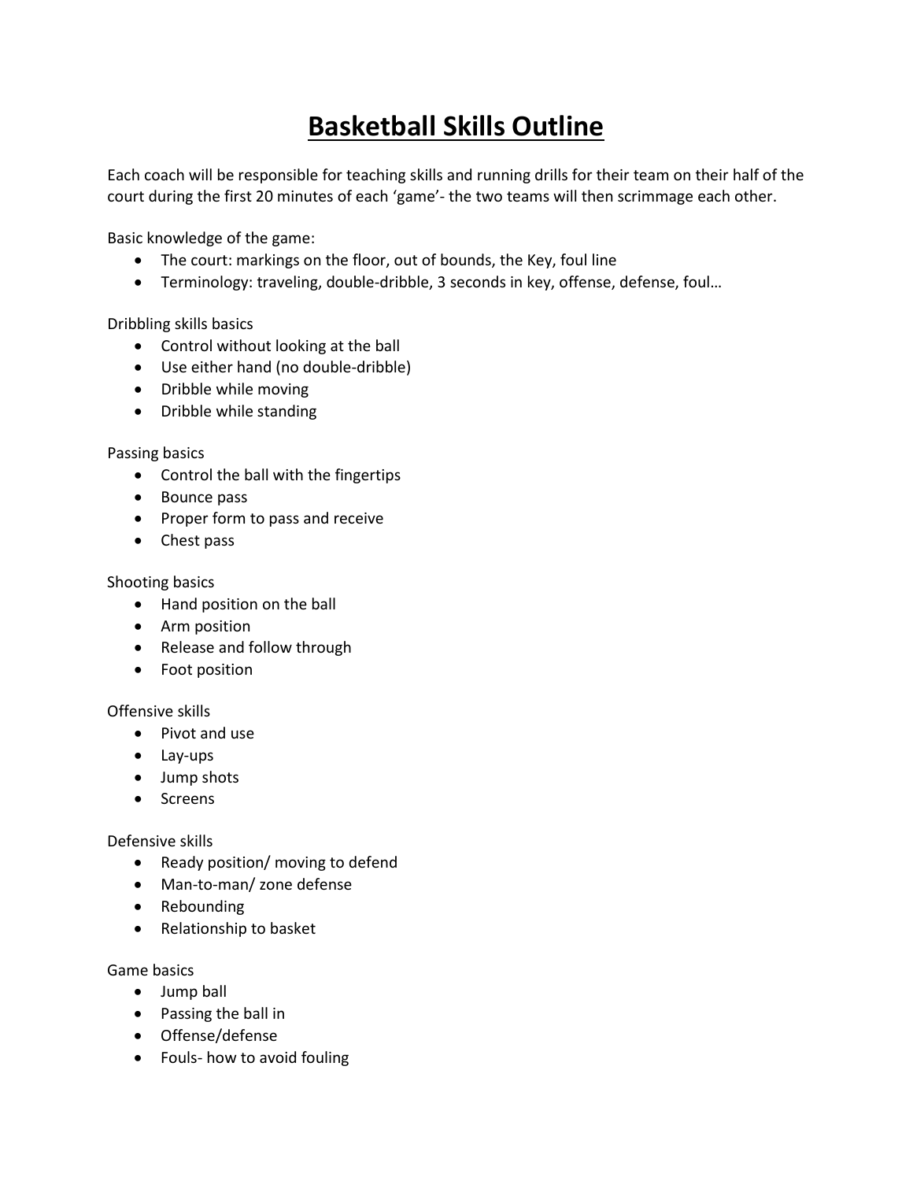# Basketball Skills Outline

Each coach will be responsible for teaching skills and running drills for their team on their half of the court during the first 20 minutes of each 'game'- the two teams will then scrimmage each other.

Basic knowledge of the game:

- The court: markings on the floor, out of bounds, the Key, foul line
- Terminology: traveling, double-dribble, 3 seconds in key, offense, defense, foul…

Dribbling skills basics

- Control without looking at the ball
- Use either hand (no double-dribble)
- Dribble while moving
- Dribble while standing

Passing basics

- Control the ball with the fingertips
- Bounce pass
- Proper form to pass and receive
- Chest pass

Shooting basics

- Hand position on the ball
- Arm position
- Release and follow through
- Foot position

Offensive skills

- Pivot and use
- Lay-ups
- Jump shots
- Screens

Defensive skills

- Ready position/ moving to defend
- Man-to-man/ zone defense
- Rebounding
- Relationship to basket

Game basics

- Jump ball
- Passing the ball in
- Offense/defense
- Fouls- how to avoid fouling